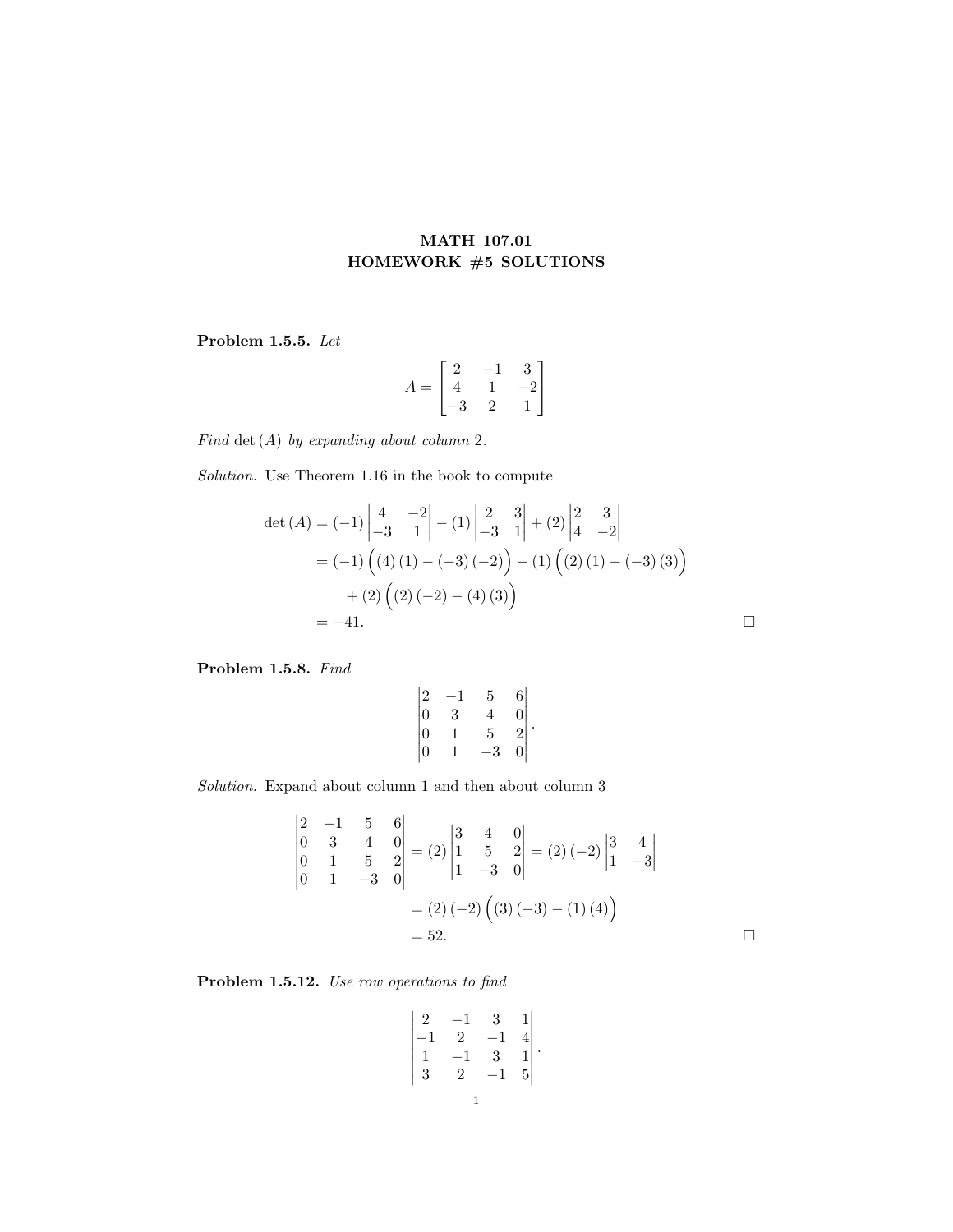# MATH 107.01
# HOMEWORK #5 SOLUTIONS

**Problem 1.5.5.** *Let*

$$A = \begin{bmatrix} 2 & -1 & 3 \\ 4 & 1 & -2 \\ -3 & 2 & 1 \end{bmatrix}$$

*Find* $\det(A)$ *by expanding about column* 2.

*Solution.* Use Theorem 1.16 in the book to compute

$$\begin{aligned}
\det(A) &= (-1)\begin{vmatrix} 4 & -2 \\ -3 & 1 \end{vmatrix} - (1)\begin{vmatrix} 2 & 3 \\ -3 & 1 \end{vmatrix} + (2)\begin{vmatrix} 2 & 3 \\ 4 & -2 \end{vmatrix} \\
&= (-1)\Big((4)(1) - (-3)(-2)\Big) - (1)\Big((2)(1) - (-3)(3)\Big) \\
&\quad + (2)\Big((2)(-2) - (4)(3)\Big) \\
&= -41.
\end{aligned}$$

□

**Problem 1.5.8.** *Find*

$$\begin{vmatrix} 2 & -1 & 5 & 6 \\ 0 & 3 & 4 & 0 \\ 0 & 1 & 5 & 2 \\ 0 & 1 & -3 & 0 \end{vmatrix}.$$

*Solution.* Expand about column 1 and then about column 3

$$\begin{aligned}
\begin{vmatrix} 2 & -1 & 5 & 6 \\ 0 & 3 & 4 & 0 \\ 0 & 1 & 5 & 2 \\ 0 & 1 & -3 & 0 \end{vmatrix} &= (2)\begin{vmatrix} 3 & 4 & 0 \\ 1 & 5 & 2 \\ 1 & -3 & 0 \end{vmatrix} = (2)(-2)\begin{vmatrix} 3 & 4 \\ 1 & -3 \end{vmatrix} \\
&= (2)(-2)\Big((3)(-3) - (1)(4)\Big) \\
&= 52.
\end{aligned}$$

□

**Problem 1.5.12.** *Use row operations to find*

$$\begin{vmatrix} 2 & -1 & 3 & 1 \\ -1 & 2 & -1 & 4 \\ 1 & -1 & 3 & 1 \\ 3 & 2 & -1 & 5 \end{vmatrix}.$$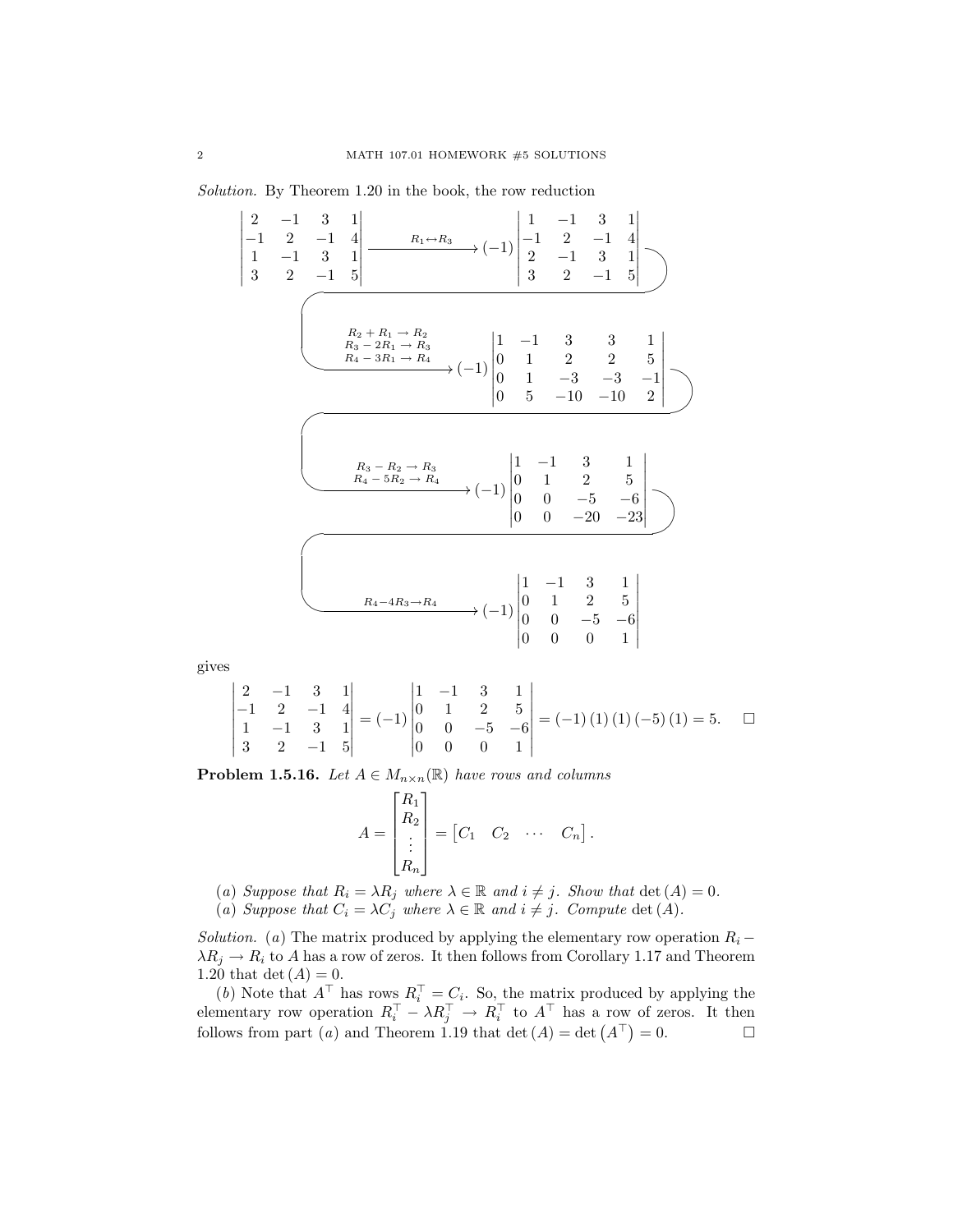*Solution.* By Theorem 1.20 in the book, the row reduction

$$\begin{vmatrix} 2 & -1 & 3 & 1 \\ -1 & 2 & -1 & 4 \\ 1 & -1 & 3 & 1 \\ 3 & 2 & -1 & 5 \end{vmatrix} \xrightarrow{R_1 \leftrightarrow R_3} (-1) \begin{vmatrix} 1 & -1 & 3 & 1 \\ -1 & 2 & -1 & 4 \\ 2 & -1 & 3 & 1 \\ 3 & 2 & -1 & 5 \end{vmatrix}$$

$$\xrightarrow[\substack{R_3 - 2R_1 \to R_3 \\ R_4 - 3R_1 \to R_4}]{R_2 + R_1 \to R_2} (-1) \begin{vmatrix} 1 & -1 & 3 & 3 & 1 \\ 0 & 1 & 2 & 2 & 5 \\ 0 & 1 & -3 & -3 & -1 \\ 0 & 5 & -10 & -10 & 2 \end{vmatrix}$$

$$\xrightarrow[R_4 - 5R_2 \to R_4]{R_3 - R_2 \to R_3} (-1) \begin{vmatrix} 1 & -1 & 3 & 1 \\ 0 & 1 & 2 & 5 \\ 0 & 0 & -5 & -6 \\ 0 & 0 & -20 & -23 \end{vmatrix}$$

$$\xrightarrow{R_4 - 4R_3 \to R_4} (-1) \begin{vmatrix} 1 & -1 & 3 & 1 \\ 0 & 1 & 2 & 5 \\ 0 & 0 & -5 & -6 \\ 0 & 0 & 0 & 1 \end{vmatrix}$$

gives

$$\begin{vmatrix} 2 & -1 & 3 & 1 \\ -1 & 2 & -1 & 4 \\ 1 & -1 & 3 & 1 \\ 3 & 2 & -1 & 5 \end{vmatrix} = (-1) \begin{vmatrix} 1 & -1 & 3 & 1 \\ 0 & 1 & 2 & 5 \\ 0 & 0 & -5 & -6 \\ 0 & 0 & 0 & 1 \end{vmatrix} = (-1)(1)(1)(-5)(1) = 5. \quad \square$$

**Problem 1.5.16.** *Let $A \in M_{n \times n}(\mathbb{R})$ have rows and columns*

$$A = \begin{bmatrix} R_1 \\ R_2 \\ \vdots \\ R_n \end{bmatrix} = \begin{bmatrix} C_1 & C_2 & \cdots & C_n \end{bmatrix}.$$

(*a*) *Suppose that $R_i = \lambda R_j$ where $\lambda \in \mathbb{R}$ and $i \neq j$. Show that $\det(A) = 0$.*

(*a*) *Suppose that $C_i = \lambda C_j$ where $\lambda \in \mathbb{R}$ and $i \neq j$. Compute $\det(A)$.*

*Solution.* (*a*) The matrix produced by applying the elementary row operation $R_i - \lambda R_j \to R_i$ to $A$ has a row of zeros. It then follows from Corollary 1.17 and Theorem 1.20 that $\det(A) = 0$.

(*b*) Note that $A^\top$ has rows $R_i^\top = C_i$. So, the matrix produced by applying the elementary row operation $R_i^\top - \lambda R_j^\top \to R_i^\top$ to $A^\top$ has a row of zeros. It then follows from part (*a*) and Theorem 1.19 that $\det(A) = \det(A^\top) = 0$. $\square$